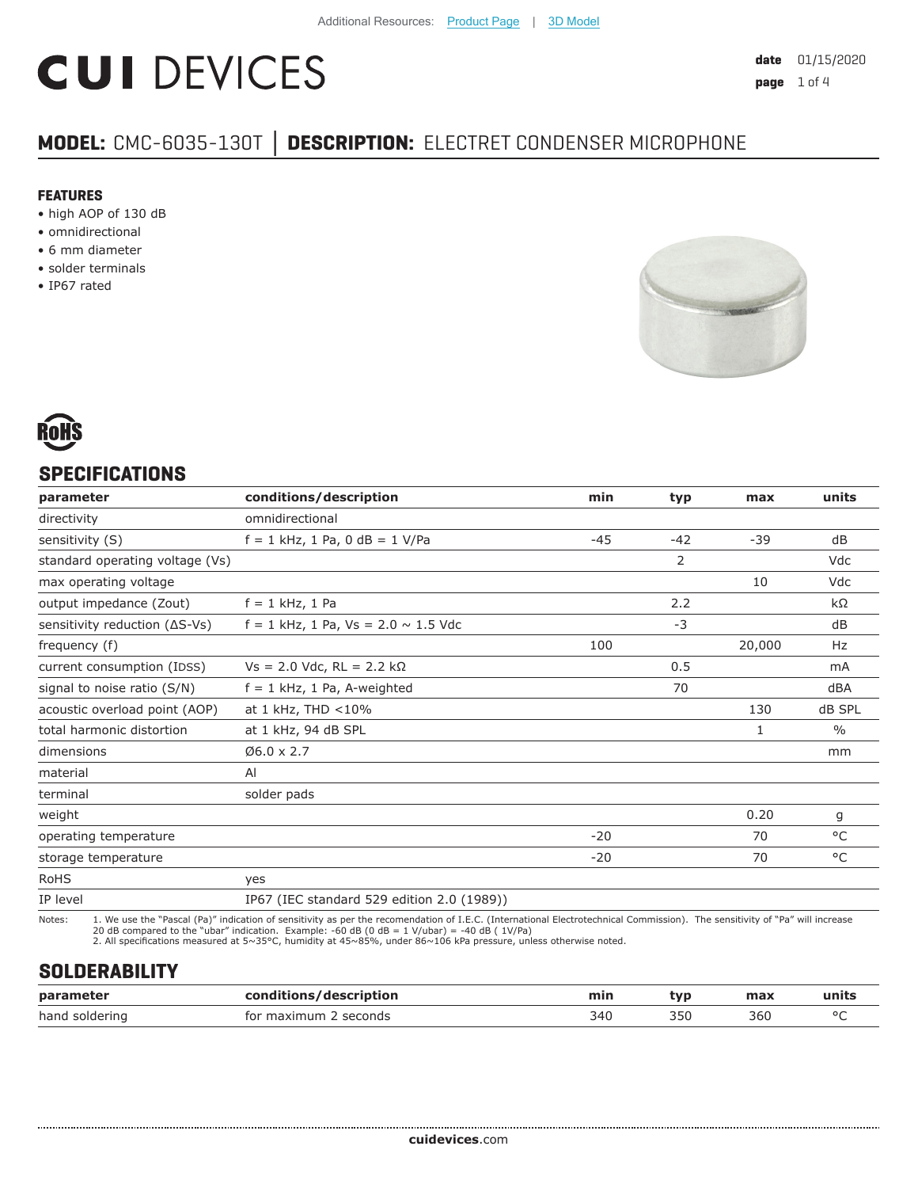Additional Resources: Product Page | 3D Model

# CUI DEVICES

**date** 01/15/2020

## MODEL: CMC-6035-130T | DESCRIPTION: ELECTRET CONDENSER MICROPHONE

### FEATURES

- high AOP of 130 dB
- omnidirectional
- 6 mm diameter
- solder terminals
- IP67 rated

RoHS

## SPECIFICATIONS

| parameter | conditions/description | min | typ | max | units |
|---|---|---|---|---|---|
| directivity | omnidirectional | | | | |
| sensitivity (S) | f = 1 kHz, 1 Pa, 0 dB = 1 V/Pa | -45 | -42 | -39 | dB |
| standard operating voltage (Vs) | | | 2 | | Vdc |
| max operating voltage | | | | 10 | Vdc |
| output impedance (Zout) | f = 1 kHz, 1 Pa | | 2.2 | | kΩ |
| sensitivity reduction (ΔS-Vs) | f = 1 kHz, 1 Pa, Vs = 2.0 ~ 1.5 Vdc | | -3 | | dB |
| frequency (f) | | 100 | | 20,000 | Hz |
| current consumption (IDSS) | Vs = 2.0 Vdc, RL = 2.2 kΩ | | 0.5 | | mA |
| signal to noise ratio (S/N) | f = 1 kHz, 1 Pa, A-weighted | | 70 | | dBA |
| acoustic overload point (AOP) | at 1 kHz, THD <10% | | | 130 | dB SPL |
| total harmonic distortion | at 1 kHz, 94 dB SPL | | | 1 | % |
| dimensions | Ø6.0 x 2.7 | | | | mm |
| material | Al | | | | |
| terminal | solder pads | | | | |
| weight | | | | 0.20 | g |
| operating temperature | | -20 | | 70 | °C |
| storage temperature | | -20 | | 70 | °C |
| RoHS | yes | | | | |
| IP level | IP67 (IEC standard 529 edition 2.0 (1989)) | | | | |

Notes:
1. We use the "Pascal (Pa)" indication of sensitivity as per the recomendation of I.E.C. (International Electrotechnical Commission). The sensitivity of "Pa" will increase 20 dB compared to the "ubar" indication. Example: -60 dB (0 dB = 1 V/ubar) = -40 dB ( 1V/Pa)
2. All specifications measured at 5~35°C, humidity at 45~85%, under 86~106 kPa pressure, unless otherwise noted.

## SOLDERABILITY

| parameter | conditions/description | min | typ | max | units |
|---|---|---|---|---|---|
| hand soldering | for maximum 2 seconds | 340 | 350 | 360 | °C |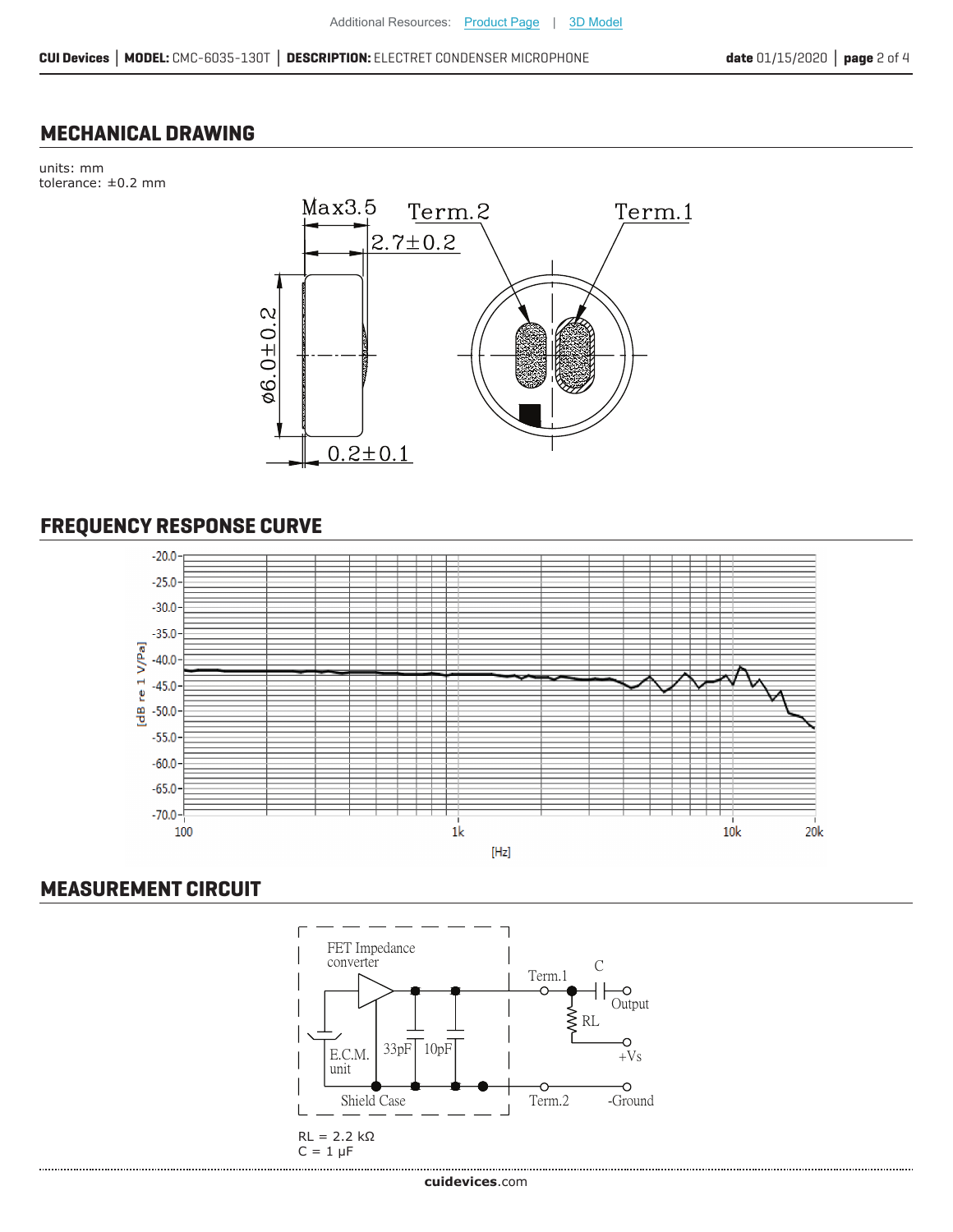## MECHANICAL DRAWING

units: mm
tolerance: ±0.2 mm

Max3.5
2.7±0.2
Term.2
Term.1
ø6.0±0.2
0.2±0.1

## FREQUENCY RESPONSE CURVE

## MEASUREMENT CIRCUIT

RL = 2.2 kΩ
C = 1 μF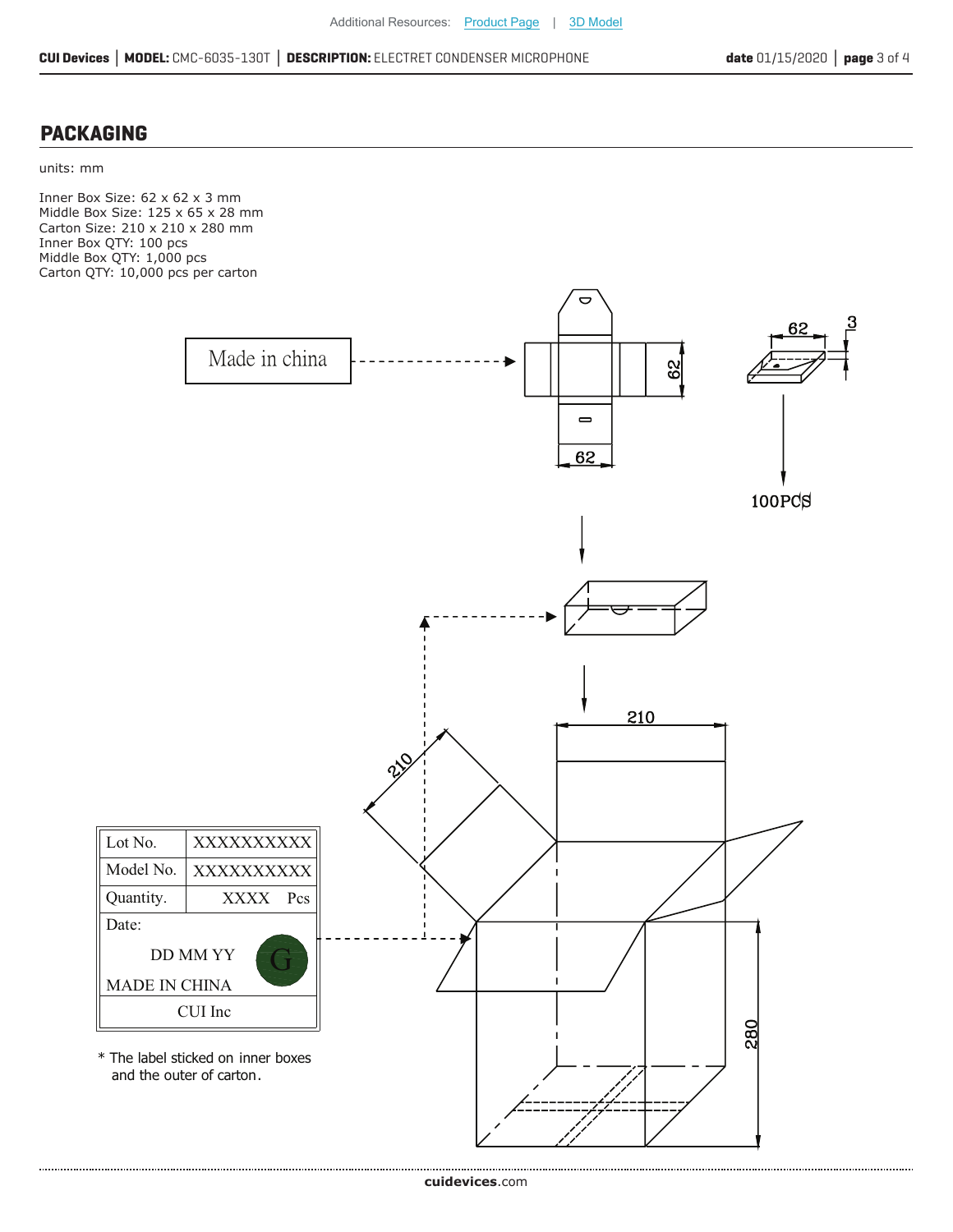## PACKAGING

units: mm

Inner Box Size: 62 x 62 x 3 mm
Middle Box Size: 125 x 65 x 28 mm
Carton Size: 210 x 210 x 280 mm
Inner Box QTY: 100 pcs
Middle Box QTY: 1,000 pcs
Carton QTY: 10,000 pcs per carton

Made in china

62

62

62

3

100PCS

210

210

280

| Lot No. | XXXXXXXXXX |
|---|---|
| Model No. | XXXXXXXXXX |
| Quantity. | XXXX Pcs |
| Date: DD MM YY | G |
| MADE IN CHINA | |
| CUI Inc | |

* The label sticked on inner boxes and the outer of carton.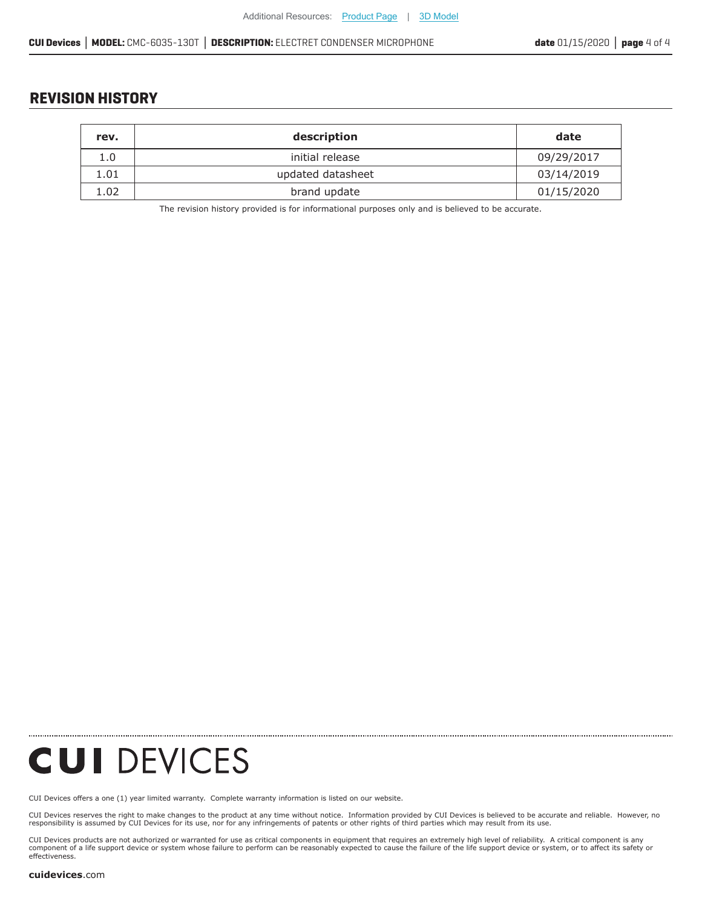## REVISION HISTORY

| rev. | description | date |
| --- | --- | --- |
| 1.0 | initial release | 09/29/2017 |
| 1.01 | updated datasheet | 03/14/2019 |
| 1.02 | brand update | 01/15/2020 |

The revision history provided is for informational purposes only and is believed to be accurate.

CUI DEVICES

CUI Devices offers a one (1) year limited warranty. Complete warranty information is listed on our website.

CUI Devices reserves the right to make changes to the product at any time without notice. Information provided by CUI Devices is believed to be accurate and reliable. However, no responsibility is assumed by CUI Devices for its use, nor for any infringements of patents or other rights of third parties which may result from its use.

CUI Devices products are not authorized or warranted for use as critical components in equipment that requires an extremely high level of reliability. A critical component is any component of a life support device or system whose failure to perform can be reasonably expected to cause the failure of the life support device or system, or to affect its safety or effectiveness.

**cuidevices**.com